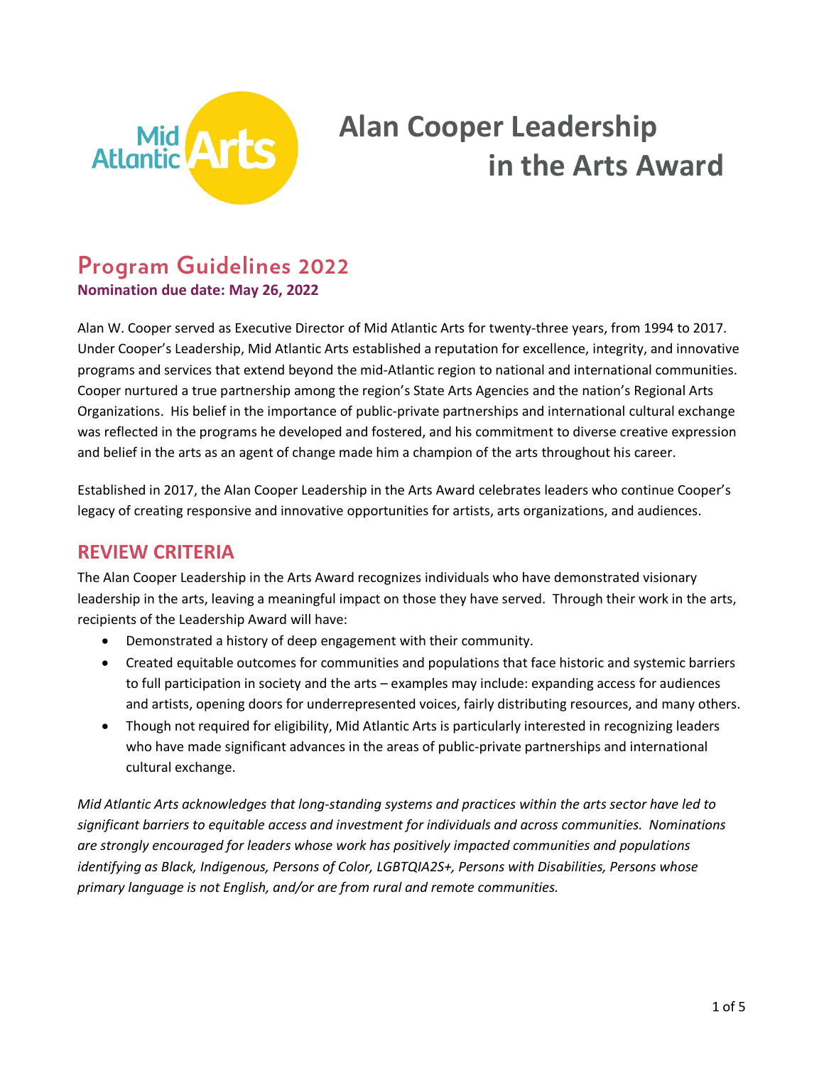# Alan Cooper Leadership in the Arts Award

## Program Guidelines 2022

**Nomination due date: May 26, 2022**

Alan W. Cooper served as Executive Director of Mid Atlantic Arts for twenty-three years, from 1994 to 2017. Under Cooper's Leadership, Mid Atlantic Arts established a reputation for excellence, integrity, and innovative programs and services that extend beyond the mid-Atlantic region to national and international communities. Cooper nurtured a true partnership among the region's State Arts Agencies and the nation's Regional Arts Organizations. His belief in the importance of public-private partnerships and international cultural exchange was reflected in the programs he developed and fostered, and his commitment to diverse creative expression and belief in the arts as an agent of change made him a champion of the arts throughout his career.

Established in 2017, the Alan Cooper Leadership in the Arts Award celebrates leaders who continue Cooper's legacy of creating responsive and innovative opportunities for artists, arts organizations, and audiences.

## REVIEW CRITERIA

The Alan Cooper Leadership in the Arts Award recognizes individuals who have demonstrated visionary leadership in the arts, leaving a meaningful impact on those they have served. Through their work in the arts, recipients of the Leadership Award will have:

- Demonstrated a history of deep engagement with their community.
- Created equitable outcomes for communities and populations that face historic and systemic barriers to full participation in society and the arts – examples may include: expanding access for audiences and artists, opening doors for underrepresented voices, fairly distributing resources, and many others.
- Though not required for eligibility, Mid Atlantic Arts is particularly interested in recognizing leaders who have made significant advances in the areas of public-private partnerships and international cultural exchange.

*Mid Atlantic Arts acknowledges that long-standing systems and practices within the arts sector have led to significant barriers to equitable access and investment for individuals and across communities. Nominations are strongly encouraged for leaders whose work has positively impacted communities and populations identifying as Black, Indigenous, Persons of Color, LGBTQIA2S+, Persons with Disabilities, Persons whose primary language is not English, and/or are from rural and remote communities.*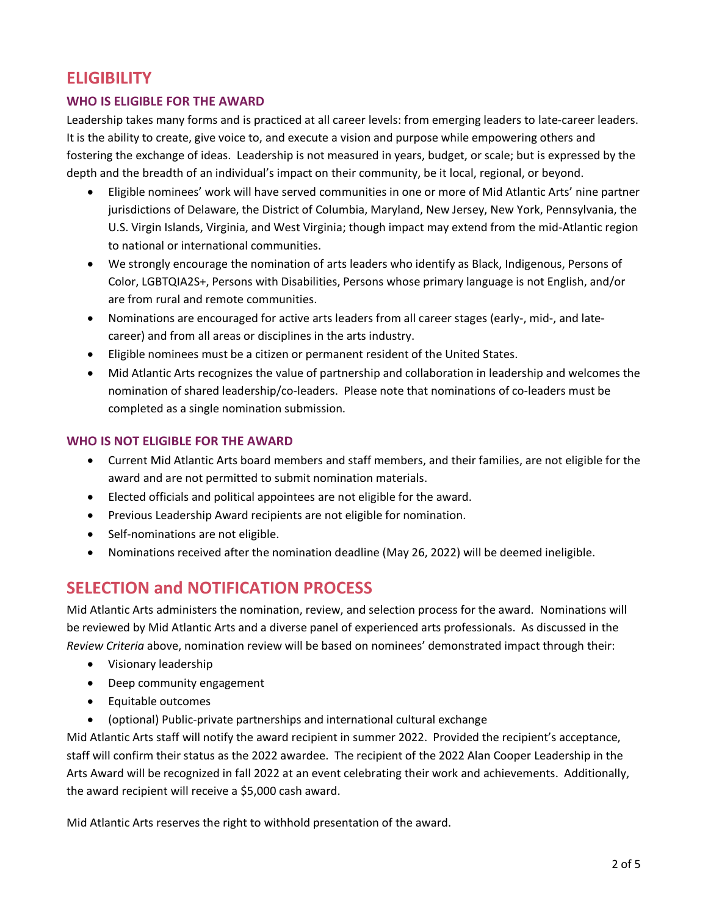# ELIGIBILITY

### WHO IS ELIGIBLE FOR THE AWARD

Leadership takes many forms and is practiced at all career levels: from emerging leaders to late-career leaders. It is the ability to create, give voice to, and execute a vision and purpose while empowering others and fostering the exchange of ideas. Leadership is not measured in years, budget, or scale; but is expressed by the depth and the breadth of an individual's impact on their community, be it local, regional, or beyond.

- Eligible nominees' work will have served communities in one or more of Mid Atlantic Arts' nine partner jurisdictions of Delaware, the District of Columbia, Maryland, New Jersey, New York, Pennsylvania, the U.S. Virgin Islands, Virginia, and West Virginia; though impact may extend from the mid-Atlantic region to national or international communities.
- We strongly encourage the nomination of arts leaders who identify as Black, Indigenous, Persons of Color, LGBTQIA2S+, Persons with Disabilities, Persons whose primary language is not English, and/or are from rural and remote communities.
- Nominations are encouraged for active arts leaders from all career stages (early-, mid-, and late-career) and from all areas or disciplines in the arts industry.
- Eligible nominees must be a citizen or permanent resident of the United States.
- Mid Atlantic Arts recognizes the value of partnership and collaboration in leadership and welcomes the nomination of shared leadership/co-leaders. Please note that nominations of co-leaders must be completed as a single nomination submission.

### WHO IS NOT ELIGIBLE FOR THE AWARD

- Current Mid Atlantic Arts board members and staff members, and their families, are not eligible for the award and are not permitted to submit nomination materials.
- Elected officials and political appointees are not eligible for the award.
- Previous Leadership Award recipients are not eligible for nomination.
- Self-nominations are not eligible.
- Nominations received after the nomination deadline (May 26, 2022) will be deemed ineligible.

# SELECTION and NOTIFICATION PROCESS

Mid Atlantic Arts administers the nomination, review, and selection process for the award. Nominations will be reviewed by Mid Atlantic Arts and a diverse panel of experienced arts professionals. As discussed in the *Review Criteria* above, nomination review will be based on nominees' demonstrated impact through their:

- Visionary leadership
- Deep community engagement
- Equitable outcomes
- (optional) Public-private partnerships and international cultural exchange

Mid Atlantic Arts staff will notify the award recipient in summer 2022. Provided the recipient's acceptance, staff will confirm their status as the 2022 awardee. The recipient of the 2022 Alan Cooper Leadership in the Arts Award will be recognized in fall 2022 at an event celebrating their work and achievements. Additionally, the award recipient will receive a $5,000 cash award.

Mid Atlantic Arts reserves the right to withhold presentation of the award.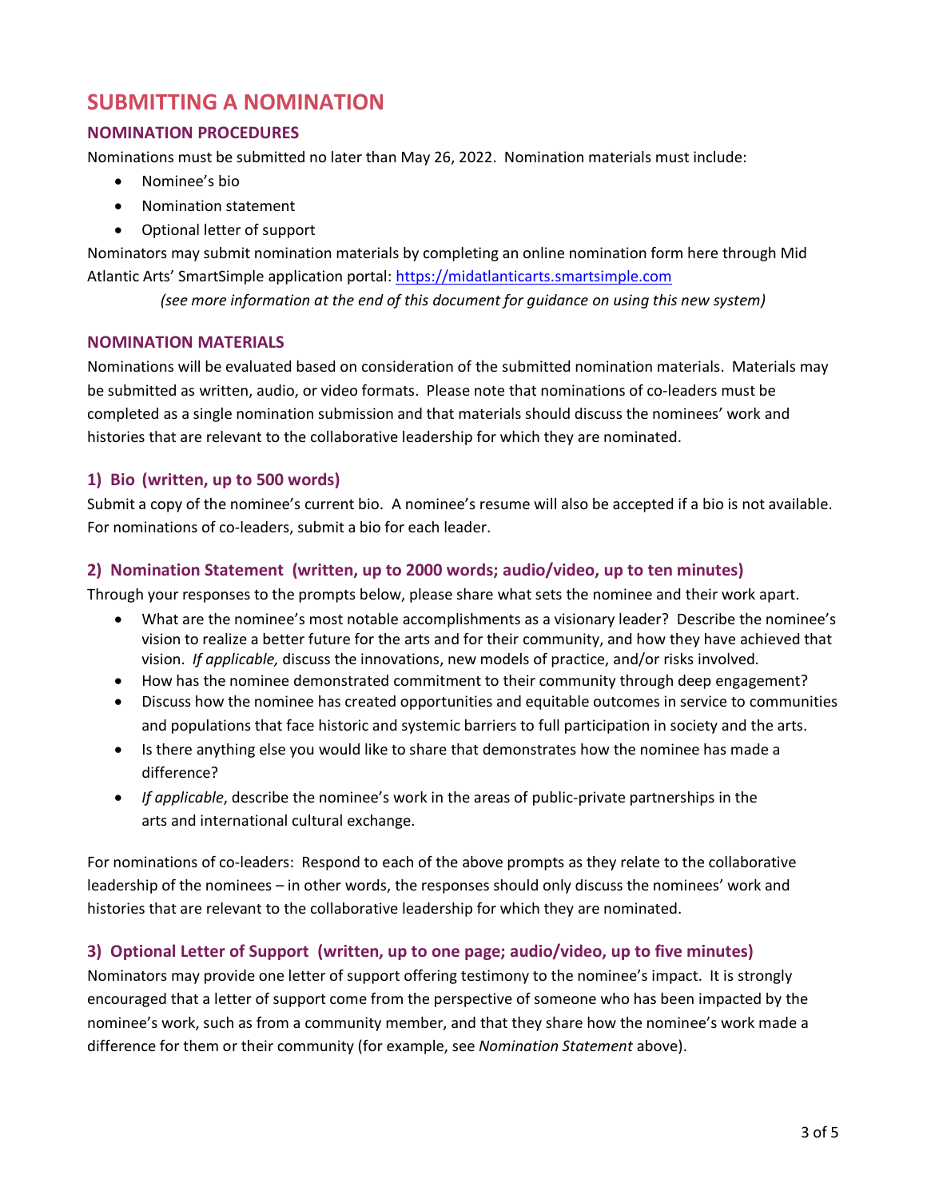# SUBMITTING A NOMINATION

## NOMINATION PROCEDURES

Nominations must be submitted no later than May 26, 2022. Nomination materials must include:

- Nominee's bio
- Nomination statement
- Optional letter of support

Nominators may submit nomination materials by completing an online nomination form here through Mid Atlantic Arts' SmartSimple application portal: https://midatlanticarts.smartsimple.com

*(see more information at the end of this document for guidance on using this new system)*

## NOMINATION MATERIALS

Nominations will be evaluated based on consideration of the submitted nomination materials. Materials may be submitted as written, audio, or video formats. Please note that nominations of co-leaders must be completed as a single nomination submission and that materials should discuss the nominees' work and histories that are relevant to the collaborative leadership for which they are nominated.

### 1) Bio (written, up to 500 words)

Submit a copy of the nominee's current bio. A nominee's resume will also be accepted if a bio is not available. For nominations of co-leaders, submit a bio for each leader.

### 2) Nomination Statement (written, up to 2000 words; audio/video, up to ten minutes)

Through your responses to the prompts below, please share what sets the nominee and their work apart.

- What are the nominee's most notable accomplishments as a visionary leader? Describe the nominee's vision to realize a better future for the arts and for their community, and how they have achieved that vision. *If applicable,* discuss the innovations, new models of practice, and/or risks involved.
- How has the nominee demonstrated commitment to their community through deep engagement?
- Discuss how the nominee has created opportunities and equitable outcomes in service to communities and populations that face historic and systemic barriers to full participation in society and the arts.
- Is there anything else you would like to share that demonstrates how the nominee has made a difference?
- *If applicable*, describe the nominee's work in the areas of public-private partnerships in the arts and international cultural exchange.

For nominations of co-leaders: Respond to each of the above prompts as they relate to the collaborative leadership of the nominees – in other words, the responses should only discuss the nominees' work and histories that are relevant to the collaborative leadership for which they are nominated.

### 3) Optional Letter of Support (written, up to one page; audio/video, up to five minutes)

Nominators may provide one letter of support offering testimony to the nominee's impact. It is strongly encouraged that a letter of support come from the perspective of someone who has been impacted by the nominee's work, such as from a community member, and that they share how the nominee's work made a difference for them or their community (for example, see *Nomination Statement* above).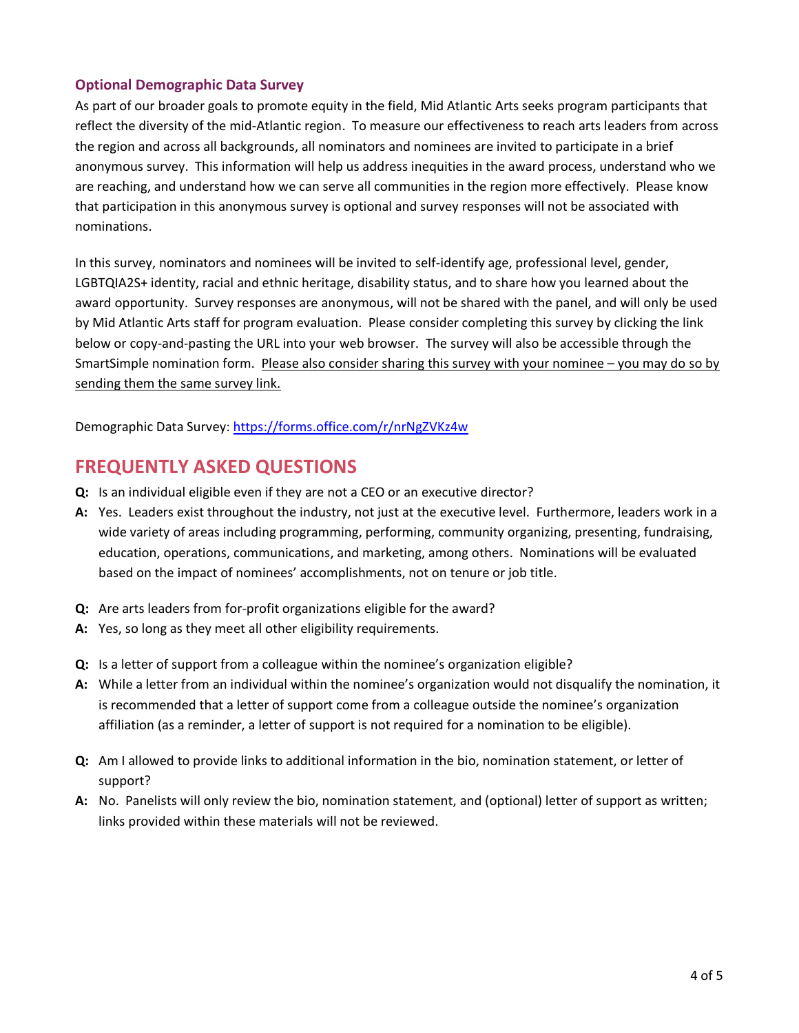### Optional Demographic Data Survey

As part of our broader goals to promote equity in the field, Mid Atlantic Arts seeks program participants that reflect the diversity of the mid-Atlantic region. To measure our effectiveness to reach arts leaders from across the region and across all backgrounds, all nominators and nominees are invited to participate in a brief anonymous survey. This information will help us address inequities in the award process, understand who we are reaching, and understand how we can serve all communities in the region more effectively. Please know that participation in this anonymous survey is optional and survey responses will not be associated with nominations.

In this survey, nominators and nominees will be invited to self-identify age, professional level, gender, LGBTQIA2S+ identity, racial and ethnic heritage, disability status, and to share how you learned about the award opportunity. Survey responses are anonymous, will not be shared with the panel, and will only be used by Mid Atlantic Arts staff for program evaluation. Please consider completing this survey by clicking the link below or copy-and-pasting the URL into your web browser. The survey will also be accessible through the SmartSimple nomination form. Please also consider sharing this survey with your nominee – you may do so by sending them the same survey link.

Demographic Data Survey: https://forms.office.com/r/nrNgZVKz4w

## FREQUENTLY ASKED QUESTIONS

**Q:** Is an individual eligible even if they are not a CEO or an executive director?

**A:** Yes. Leaders exist throughout the industry, not just at the executive level. Furthermore, leaders work in a wide variety of areas including programming, performing, community organizing, presenting, fundraising, education, operations, communications, and marketing, among others. Nominations will be evaluated based on the impact of nominees' accomplishments, not on tenure or job title.

**Q:** Are arts leaders from for-profit organizations eligible for the award?

**A:** Yes, so long as they meet all other eligibility requirements.

**Q:** Is a letter of support from a colleague within the nominee's organization eligible?

**A:** While a letter from an individual within the nominee's organization would not disqualify the nomination, it is recommended that a letter of support come from a colleague outside the nominee's organization affiliation (as a reminder, a letter of support is not required for a nomination to be eligible).

**Q:** Am I allowed to provide links to additional information in the bio, nomination statement, or letter of support?

**A:** No. Panelists will only review the bio, nomination statement, and (optional) letter of support as written; links provided within these materials will not be reviewed.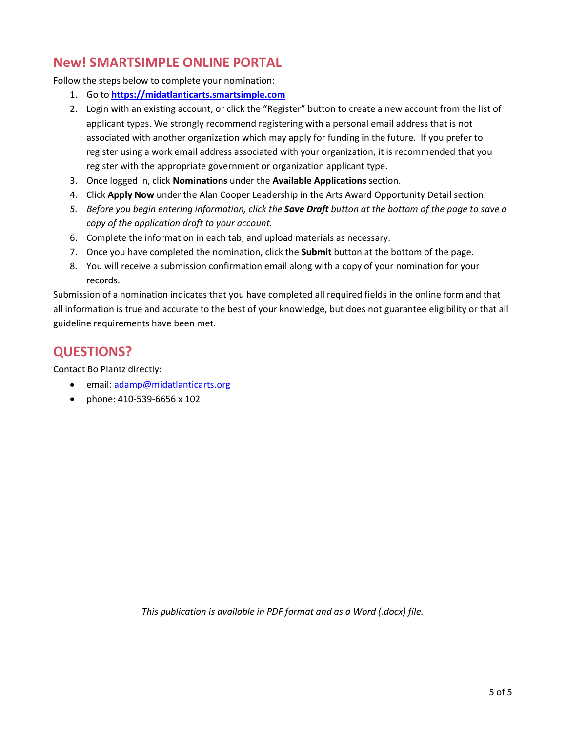## New! SMARTSIMPLE ONLINE PORTAL

Follow the steps below to complete your nomination:

1. Go to **https://midatlanticarts.smartsimple.com**
2. Login with an existing account, or click the "Register" button to create a new account from the list of applicant types. We strongly recommend registering with a personal email address that is not associated with another organization which may apply for funding in the future. If you prefer to register using a work email address associated with your organization, it is recommended that you register with the appropriate government or organization applicant type.
3. Once logged in, click **Nominations** under the **Available Applications** section.
4. Click **Apply Now** under the Alan Cooper Leadership in the Arts Award Opportunity Detail section.
5. *Before you begin entering information, click the **Save Draft** button at the bottom of the page to save a copy of the application draft to your account.*
6. Complete the information in each tab, and upload materials as necessary.
7. Once you have completed the nomination, click the **Submit** button at the bottom of the page.
8. You will receive a submission confirmation email along with a copy of your nomination for your records.

Submission of a nomination indicates that you have completed all required fields in the online form and that all information is true and accurate to the best of your knowledge, but does not guarantee eligibility or that all guideline requirements have been met.

## QUESTIONS?

Contact Bo Plantz directly:

- email: adamp@midatlanticarts.org
- phone: 410-539-6656 x 102

*This publication is available in PDF format and as a Word (.docx) file.*